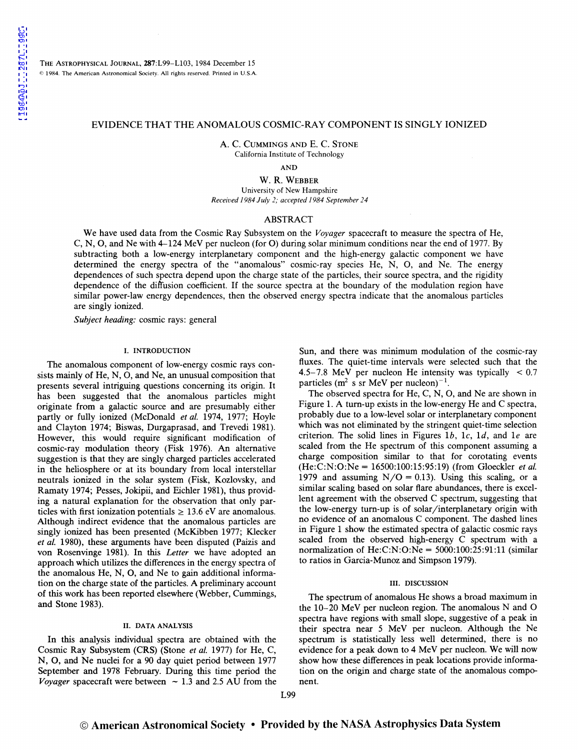# EVIDENCE THAT THE ANOMALOUS COSMIC-RAY COMPONENT IS SINGLY IONIZED

A. C. Cummings and E. C. Stone
California Institute of Technology

and

W. R. Webber
University of New Hampshire

*Received 1984 July 2; accepted 1984 September 24*

## ABSTRACT

We have used data from the Cosmic Ray Subsystem on the *Voyager* spacecraft to measure the spectra of He, C, N, O, and Ne with 4–124 MeV per nucleon (for O) during solar minimum conditions near the end of 1977. By subtracting both a low-energy interplanetary component and the high-energy galactic component we have determined the energy spectra of the "anomalous" cosmic-ray species He, N, O, and Ne. The energy dependences of such spectra depend upon the charge state of the particles, their source spectra, and the rigidity dependence of the diffusion coefficient. If the source spectra at the boundary of the modulation region have similar power-law energy dependences, then the observed energy spectra indicate that the anomalous particles are singly ionized.

*Subject heading:* cosmic rays: general

## I. INTRODUCTION

The anomalous component of low-energy cosmic rays consists mainly of He, N, O, and Ne, an unusual composition that presents several intriguing questions concerning its origin. It has been suggested that the anomalous particles might originate from a galactic source and are presumably either partly or fully ionized (McDonald *et al.* 1974, 1977; Hoyle and Clayton 1974; Biswas, Durgaprasad, and Trevedi 1981). However, this would require significant modification of cosmic-ray modulation theory (Fisk 1976). An alternative suggestion is that they are singly charged particles accelerated in the heliosphere or at its boundary from local interstellar neutrals ionized in the solar system (Fisk, Kozlovsky, and Ramaty 1974; Pesses, Jokipii, and Eichler 1981), thus providing a natural explanation for the observation that only particles with first ionization potentials $\geq 13.6$ eV are anomalous. Although indirect evidence that the anomalous particles are singly ionized has been presented (McKibben 1977; Klecker *et al.* 1980), these arguments have been disputed (Paizis and von Rosenvinge 1981). In this *Letter* we have adopted an approach which utilizes the differences in the energy spectra of the anomalous He, N, O, and Ne to gain additional information on the charge state of the particles. A preliminary account of this work has been reported elsewhere (Webber, Cummings, and Stone 1983).

## II. DATA ANALYSIS

In this analysis individual spectra are obtained with the Cosmic Ray Subsystem (CRS) (Stone *et al.* 1977) for He, C, N, O, and Ne nuclei for a 90 day quiet period between 1977 September and 1978 February. During this time period the *Voyager* spacecraft were between $\sim 1.3$ and 2.5 AU from the Sun, and there was minimum modulation of the cosmic-ray fluxes. The quiet-time intervals were selected such that the 4.5–7.8 MeV per nucleon He intensity was typically $< 0.7$ particles $(\mathrm{m}^2\ \mathrm{s\ sr\ MeV\ per\ nucleon})^{-1}$.

The observed spectra for He, C, N, O, and Ne are shown in Figure 1. A turn-up exists in the low-energy He and C spectra, probably due to a low-level solar or interplanetary component which was not eliminated by the stringent quiet-time selection criterion. The solid lines in Figures 1*b*, 1*c*, 1*d*, and 1*e* are scaled from the He spectrum of this component assuming a charge composition similar to that for corotating events (He:C:N:O:Ne = 16500:100:15:95:19) (from Gloeckler *et al.* 1979 and assuming N/O = 0.13). Using this scaling, or a similar scaling based on solar flare abundances, there is excellent agreement with the observed C spectrum, suggesting that the low-energy turn-up is of solar/interplanetary origin with no evidence of an anomalous C component. The dashed lines in Figure 1 show the estimated spectra of galactic cosmic rays scaled from the observed high-energy C spectrum with a normalization of He:C:N:O:Ne = 5000:100:25:91:11 (similar to ratios in Garcia-Munoz and Simpson 1979).

## III. DISCUSSION

The spectrum of anomalous He shows a broad maximum in the 10–20 MeV per nucleon region. The anomalous N and O spectra have regions with small slope, suggestive of a peak in their spectra near 5 MeV per nucleon. Although the Ne spectrum is statistically less well determined, there is no evidence for a peak down to 4 MeV per nucleon. We will now show how these differences in peak locations provide information on the origin and charge state of the anomalous component.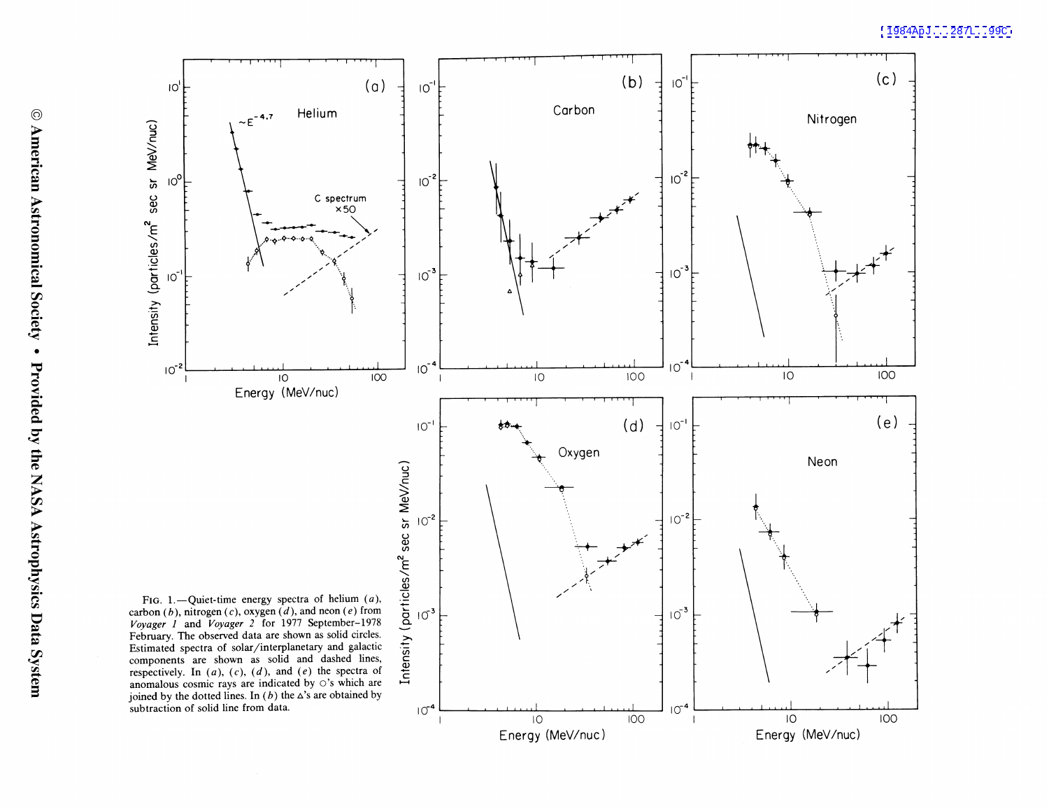FIG. 1.—Quiet-time energy spectra of helium (*a*), carbon (*b*), nitrogen (*c*), oxygen (*d*), and neon (*e*) from *Voyager 1* and *Voyager 2* for 1977 September–1978 February. The observed data are shown as solid circles. Estimated spectra of solar/interplanetary and galactic components are shown as solid and dashed lines, respectively. In (*a*), (*c*), (*d*), and (*e*) the spectra of anomalous cosmic rays are indicated by ○'s which are joined by the dotted lines. In (*b*) the △'s are obtained by subtraction of solid line from data.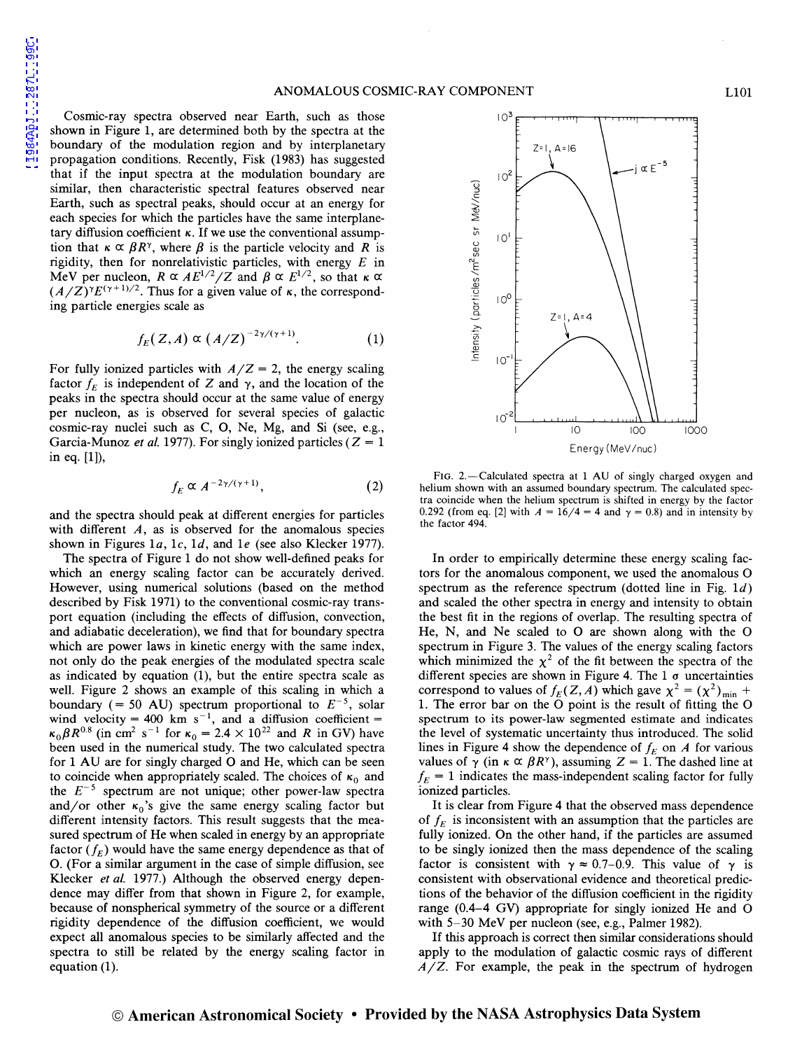Cosmic-ray spectra observed near Earth, such as those shown in Figure 1, are determined both by the spectra at the boundary of the modulation region and by interplanetary propagation conditions. Recently, Fisk (1983) has suggested that if the input spectra at the modulation boundary are similar, then characteristic spectral features observed near Earth, such as spectral peaks, should occur at an energy for each species for which the particles have the same interplanetary diffusion coefficient $\kappa$. If we use the conventional assumption that $\kappa \propto \beta R^{\gamma}$, where $\beta$ is the particle velocity and $R$ is rigidity, then for nonrelativistic particles, with energy $E$ in MeV per nucleon, $R \propto AE^{1/2}/Z$ and $\beta \propto E^{1/2}$, so that $\kappa \propto (A/Z)^{\gamma}E^{(\gamma+1)/2}$. Thus for a given value of $\kappa$, the corresponding particle energies scale as

$$f_E(Z, A) \propto (A/Z)^{-2\gamma/(\gamma+1)}. \tag{1}$$

For fully ionized particles with $A/Z = 2$, the energy scaling factor $f_E$ is independent of $Z$ and $\gamma$, and the location of the peaks in the spectra should occur at the same value of energy per nucleon, as is observed for several species of galactic cosmic-ray nuclei such as C, O, Ne, Mg, and Si (see, e.g., Garcia-Munoz *et al.* 1977). For singly ionized particles ($Z = 1$ in eq. [1]),

$$f_E \propto A^{-2\gamma/(\gamma+1)}, \tag{2}$$

and the spectra should peak at different energies for particles with different $A$, as is observed for the anomalous species shown in Figures 1*a*, 1*c*, 1*d*, and 1*e* (see also Klecker 1977).

The spectra of Figure 1 do not show well-defined peaks for which an energy scaling factor can be accurately derived. However, using numerical solutions (based on the method described by Fisk 1971) to the conventional cosmic-ray transport equation (including the effects of diffusion, convection, and adiabatic deceleration), we find that for boundary spectra which are power laws in kinetic energy with the same index, not only do the peak energies of the modulated spectra scale as indicated by equation (1), but the entire spectra scale as well. Figure 2 shows an example of this scaling in which a boundary (= 50 AU) spectrum proportional to $E^{-5}$, solar wind velocity = 400 km s$^{-1}$, and a diffusion coefficient = $\kappa_0 \beta R^{0.8}$ (in cm$^2$ s$^{-1}$ for $\kappa_0 = 2.4 \times 10^{22}$ and $R$ in GV) have been used in the numerical study. The two calculated spectra for 1 AU are for singly charged O and He, which can be seen to coincide when appropriately scaled. The choices of $\kappa_0$ and the $E^{-5}$ spectrum are not unique; other power-law spectra and/or other $\kappa_0$'s give the same energy scaling factor but different intensity factors. This result suggests that the measured spectrum of He when scaled in energy by an appropriate factor ($f_E$) would have the same energy dependence as that of O. (For a similar argument in the case of simple diffusion, see Klecker *et al.* 1977.) Although the observed energy dependence may differ from that shown in Figure 2, for example, because of nonspherical symmetry of the source or a different rigidity dependence of the diffusion coefficient, we would expect all anomalous species to be similarly affected and the spectra to still be related by the energy scaling factor in equation (1).

FIG. 2.—Calculated spectra at 1 AU of singly charged oxygen and helium shown with an assumed boundary spectrum. The calculated spectra coincide when the helium spectrum is shifted in energy by the factor 0.292 (from eq. [2] with $A = 16/4 = 4$ and $\gamma = 0.8$) and in intensity by the factor 494.

In order to empirically determine these energy scaling factors for the anomalous component, we used the anomalous O spectrum as the reference spectrum (dotted line in Fig. 1*d*) and scaled the other spectra in energy and intensity to obtain the best fit in the regions of overlap. The resulting spectra of He, N, and Ne scaled to O are shown along with the O spectrum in Figure 3. The values of the energy scaling factors which minimized the $\chi^2$ of the fit between the spectra of the different species are shown in Figure 4. The 1 $\sigma$ uncertainties correspond to values of $f_E(Z, A)$ which gave $\chi^2 = (\chi^2)_{\min} + 1$. The error bar on the O point is the result of fitting the O spectrum to its power-law segmented estimate and indicates the level of systematic uncertainty thus introduced. The solid lines in Figure 4 show the dependence of $f_E$ on $A$ for various values of $\gamma$ (in $\kappa \propto \beta R^{\gamma}$), assuming $Z = 1$. The dashed line at $f_E = 1$ indicates the mass-independent scaling factor for fully ionized particles.

It is clear from Figure 4 that the observed mass dependence of $f_E$ is inconsistent with an assumption that the particles are fully ionized. On the other hand, if the particles are assumed to be singly ionized then the mass dependence of the scaling factor is consistent with $\gamma \approx 0.7$–$0.9$. This value of $\gamma$ is consistent with observational evidence and theoretical predictions of the behavior of the diffusion coefficient in the rigidity range (0.4–4 GV) appropriate for singly ionized He and O with 5–30 MeV per nucleon (see, e.g., Palmer 1982).

If this approach is correct then similar considerations should apply to the modulation of galactic cosmic rays of different $A/Z$. For example, the peak in the spectrum of hydrogen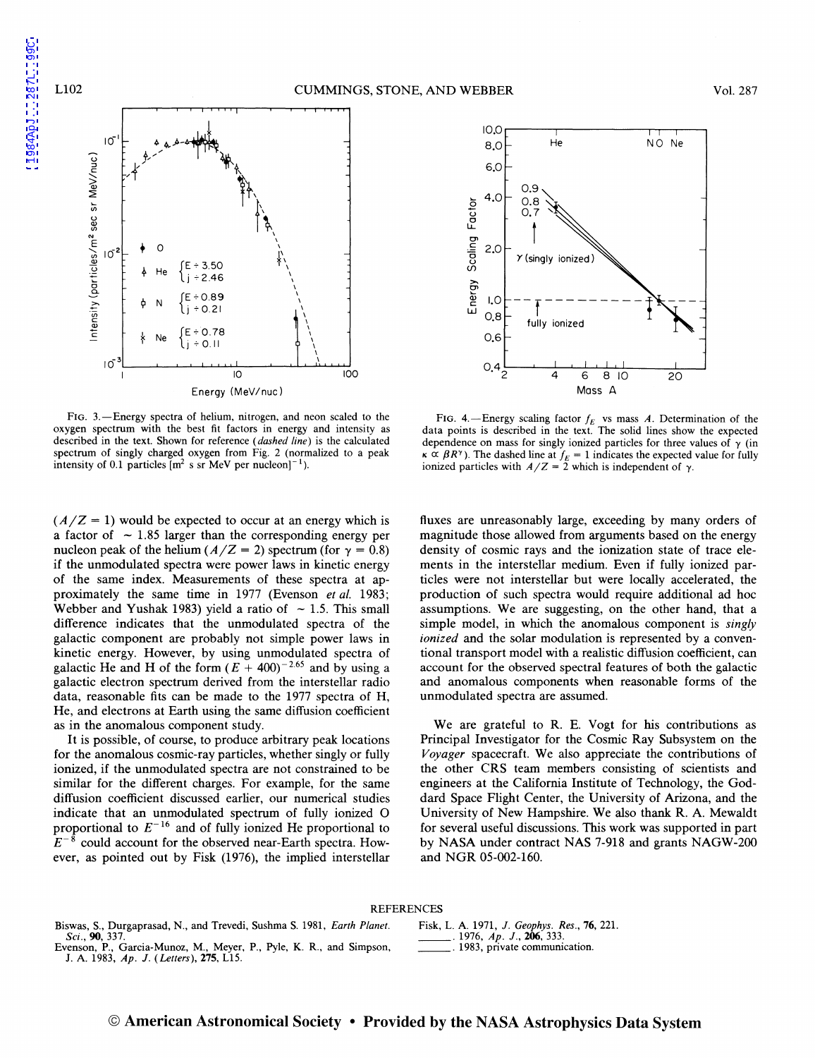FIG. 3.—Energy spectra of helium, nitrogen, and neon scaled to the oxygen spectrum with the best fit factors in energy and intensity as described in the text. Shown for reference (*dashed line*) is the calculated spectrum of singly charged oxygen from Fig. 2 (normalized to a peak intensity of 0.1 particles [m$^2$ s sr MeV per nucleon]$^{-1}$).

FIG. 4.—Energy scaling factor $f_E$ vs mass $A$. Determination of the data points is described in the text. The solid lines show the expected dependence on mass for singly ionized particles for three values of $\gamma$ (in $\kappa \propto \beta R^\gamma$). The dashed line at $f_E = 1$ indicates the expected value for fully ionized particles with $A/Z = 2$ which is independent of $\gamma$.

($A/Z = 1$) would be expected to occur at an energy which is a factor of $\sim 1.85$ larger than the corresponding energy per nucleon peak of the helium ($A/Z = 2$) spectrum (for $\gamma = 0.8$) if the unmodulated spectra were power laws in kinetic energy of the same index. Measurements of these spectra at approximately the same time in 1977 (Evenson *et al.* 1983; Webber and Yushak 1983) yield a ratio of $\sim 1.5$. This small difference indicates that the unmodulated spectra of the galactic component are probably not simple power laws in kinetic energy. However, by using unmodulated spectra of galactic He and H of the form $(E + 400)^{-2.65}$ and by using a galactic electron spectrum derived from the interstellar radio data, reasonable fits can be made to the 1977 spectra of H, He, and electrons at Earth using the same diffusion coefficient as in the anomalous component study.

It is possible, of course, to produce arbitrary peak locations for the anomalous cosmic-ray particles, whether singly or fully ionized, if the unmodulated spectra are not constrained to be similar for the different charges. For example, for the same diffusion coefficient discussed earlier, our numerical studies indicate that an unmodulated spectrum of fully ionized O proportional to $E^{-16}$ and of fully ionized He proportional to $E^{-8}$ could account for the observed near-Earth spectra. However, as pointed out by Fisk (1976), the implied interstellar fluxes are unreasonably large, exceeding by many orders of magnitude those allowed from arguments based on the energy density of cosmic rays and the ionization state of trace elements in the interstellar medium. Even if fully ionized particles were not interstellar but were locally accelerated, the production of such spectra would require additional ad hoc assumptions. We are suggesting, on the other hand, that a simple model, in which the anomalous component is *singly ionized* and the solar modulation is represented by a conventional transport model with a realistic diffusion coefficient, can account for the observed spectral features of both the galactic and anomalous components when reasonable forms of the unmodulated spectra are assumed.

We are grateful to R. E. Vogt for his contributions as Principal Investigator for the Cosmic Ray Subsystem on the *Voyager* spacecraft. We also appreciate the contributions of the other CRS team members consisting of scientists and engineers at the California Institute of Technology, the Goddard Space Flight Center, the University of Arizona, and the University of New Hampshire. We also thank R. A. Mewaldt for several useful discussions. This work was supported in part by NASA under contract NAS 7-918 and grants NAGW-200 and NGR 05-002-160.

## REFERENCES

Biswas, S., Durgaprasad, N., and Trevedi, Sushma S. 1981, *Earth Planet. Sci.*, **90**, 337.
Evenson, P., Garcia-Munoz, M., Meyer, P., Pyle, K. R., and Simpson, J. A. 1983, *Ap. J.* (*Letters*), **275**, L15.
Fisk, L. A. 1971, *J. Geophys. Res.*, **76**, 221.
______. 1976, *Ap. J.*, **206**, 333.
______. 1983, private communication.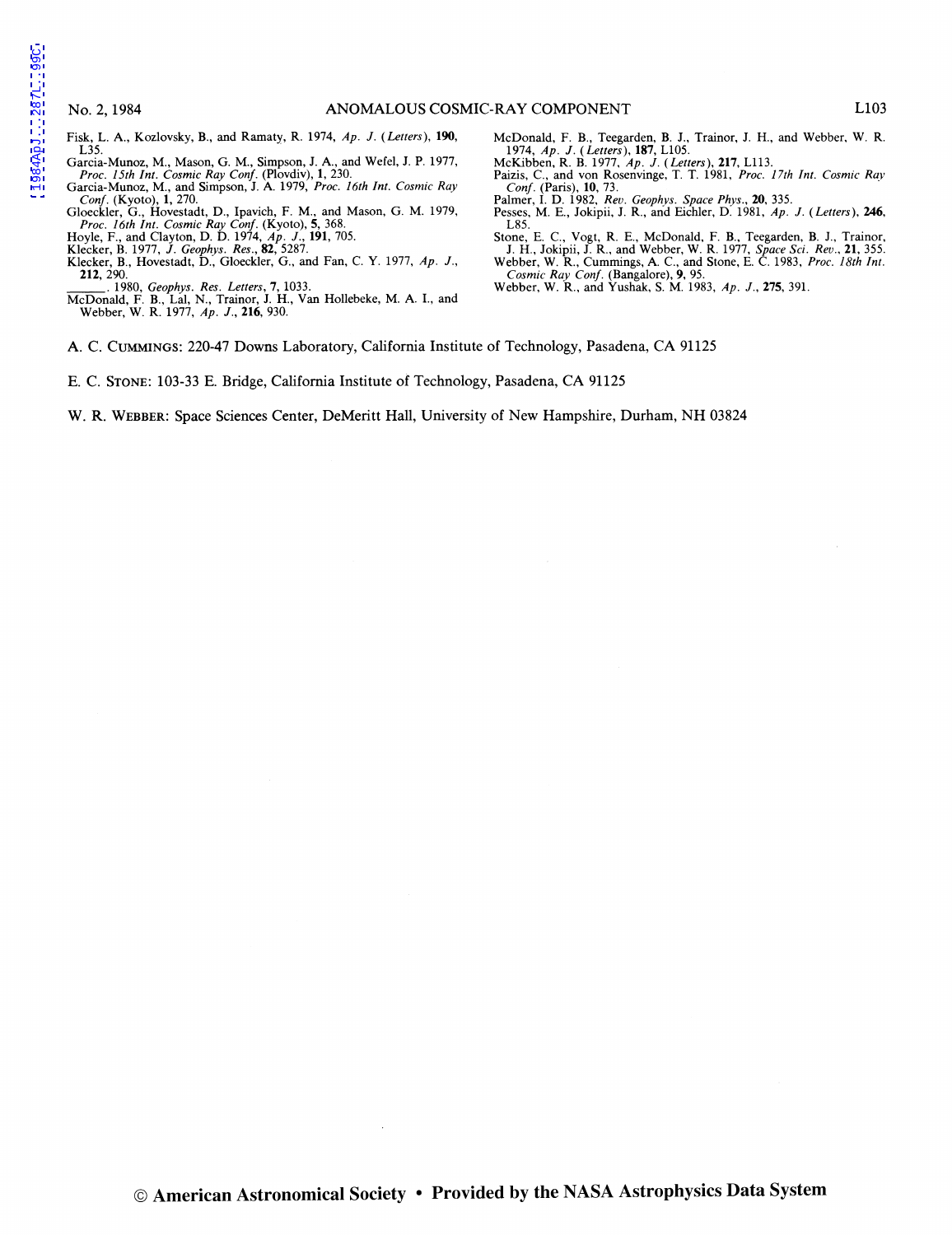Fisk, L. A., Kozlovsky, B., and Ramaty, R. 1974, *Ap. J. (Letters)*, **190**, L35.

Garcia-Munoz, M., Mason, G. M., Simpson, J. A., and Wefel, J. P. 1977, *Proc. 15th Int. Cosmic Ray Conf.* (Plovdiv), **1**, 230.

Garcia-Munoz, M., and Simpson, J. A. 1979, *Proc. 16th Int. Cosmic Ray Conf.* (Kyoto), **1**, 270.

Gloeckler, G., Hovestadt, D., Ipavich, F. M., and Mason, G. M. 1979, *Proc. 16th Int. Cosmic Ray Conf.* (Kyoto), **5**, 368.

Hoyle, F., and Clayton, D. D. 1974, *Ap. J.*, **191**, 705.

Klecker, B. 1977, *J. Geophys. Res.*, **82**, 5287.

Klecker, B., Hovestadt, D., Gloeckler, G., and Fan, C. Y. 1977, *Ap. J.*, **212**, 290.

\_\_\_\_\_. 1980, *Geophys. Res. Letters*, **7**, 1033.

McDonald, F. B., Lal, N., Trainor, J. H., Van Hollebeke, M. A. I., and Webber, W. R. 1977, *Ap. J.*, **216**, 930.

McDonald, F. B., Teegarden, B. J., Trainor, J. H., and Webber, W. R. 1974, *Ap. J. (Letters)*, **187**, L105.

McKibben, R. B. 1977, *Ap. J. (Letters)*, **217**, L113.

Paizis, C., and von Rosenvinge, T. T. 1981, *Proc. 17th Int. Cosmic Ray Conf.* (Paris), **10**, 73.

Palmer, I. D. 1982, *Rev. Geophys. Space Phys.*, **20**, 335.

Pesses, M. E., Jokipii, J. R., and Eichler, D. 1981, *Ap. J. (Letters)*, **246**, L85.

Stone, E. C., Vogt, R. E., McDonald, F. B., Teegarden, B. J., Trainor, J. H., Jokipii, J. R., and Webber, W. R. 1977, *Space Sci. Rev.*, **21**, 355.

Webber, W. R., Cummings, A. C., and Stone, E. C. 1983, *Proc. 18th Int. Cosmic Ray Conf.* (Bangalore), **9**, 95.

Webber, W. R., and Yushak, S. M. 1983, *Ap. J.*, **275**, 391.

A. C. Cummings: 220-47 Downs Laboratory, California Institute of Technology, Pasadena, CA 91125

E. C. Stone: 103-33 E. Bridge, California Institute of Technology, Pasadena, CA 91125

W. R. Webber: Space Sciences Center, DeMeritt Hall, University of New Hampshire, Durham, NH 03824